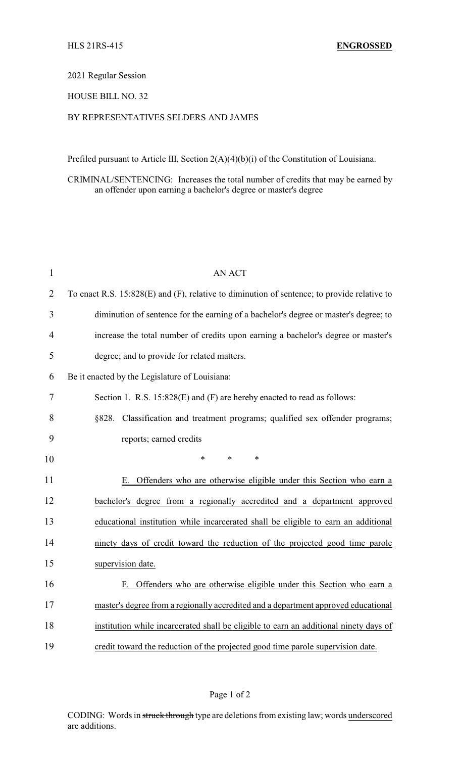HLS 21RS-415 **ENGROSSED**

2021 Regular Session

HOUSE BILL NO. 32

BY REPRESENTATIVES SELDERS AND JAMES

Prefiled pursuant to Article III, Section 2(A)(4)(b)(i) of the Constitution of Louisiana.

CRIMINAL/SENTENCING: Increases the total number of credits that may be earned by an offender upon earning a bachelor's degree or master's degree

AN ACT

To enact R.S. 15:828(E) and (F), relative to diminution of sentence; to provide relative to diminution of sentence for the earning of a bachelor's degree or master's degree; to increase the total number of credits upon earning a bachelor's degree or master's degree; and to provide for related matters.

Be it enacted by the Legislature of Louisiana:

Section 1. R.S. 15:828(E) and (F) are hereby enacted to read as follows:

§828. Classification and treatment programs; qualified sex offender programs; reports; earned credits

\* \* \*

<u>E. Offenders who are otherwise eligible under this Section who earn a bachelor's degree from a regionally accredited and a department approved educational institution while incarcerated shall be eligible to earn an additional ninety days of credit toward the reduction of the projected good time parole supervision date.</u>

<u>F. Offenders who are otherwise eligible under this Section who earn a master's degree from a regionally accredited and a department approved educational institution while incarcerated shall be eligible to earn an additional ninety days of credit toward the reduction of the projected good time parole supervision date.</u>

CODING: Words in ~~struck through~~ type are deletions from existing law; words <u>underscored</u> are additions.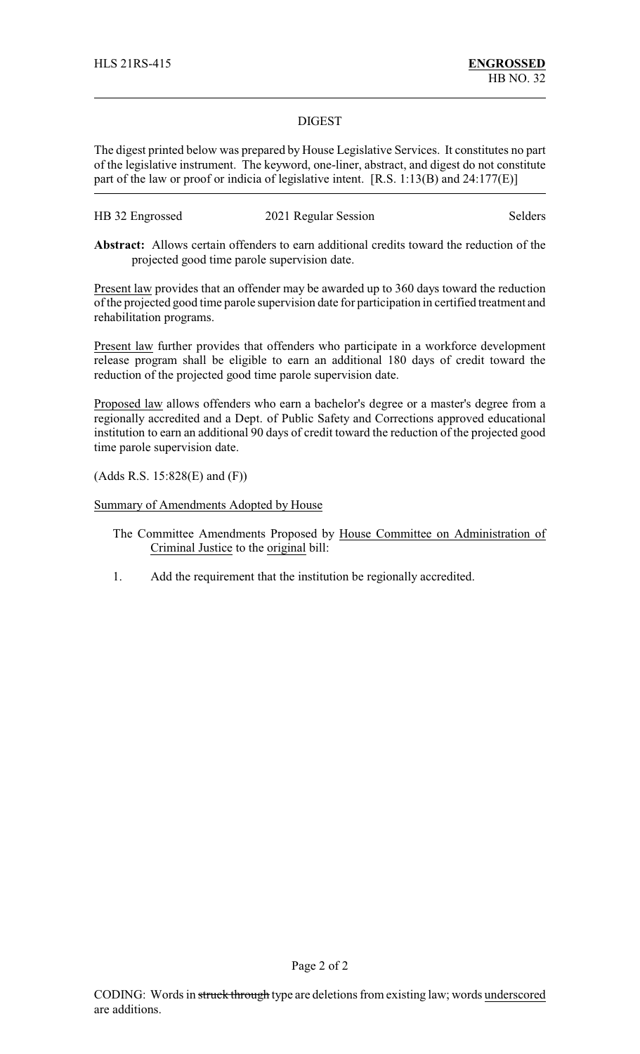HLS 21RS-415 **ENGROSSED**
HB NO. 32

## DIGEST

The digest printed below was prepared by House Legislative Services. It constitutes no part of the legislative instrument. The keyword, one-liner, abstract, and digest do not constitute part of the law or proof or indicia of legislative intent. [R.S. 1:13(B) and 24:177(E)]

HB 32 Engrossed 2021 Regular Session Selders

**Abstract:** Allows certain offenders to earn additional credits toward the reduction of the projected good time parole supervision date.

Present law provides that an offender may be awarded up to 360 days toward the reduction of the projected good time parole supervision date for participation in certified treatment and rehabilitation programs.

Present law further provides that offenders who participate in a workforce development release program shall be eligible to earn an additional 180 days of credit toward the reduction of the projected good time parole supervision date.

Proposed law allows offenders who earn a bachelor's degree or a master's degree from a regionally accredited and a Dept. of Public Safety and Corrections approved educational institution to earn an additional 90 days of credit toward the reduction of the projected good time parole supervision date.

(Adds R.S. 15:828(E) and (F))

Summary of Amendments Adopted by House

The Committee Amendments Proposed by House Committee on Administration of Criminal Justice to the original bill:

1. Add the requirement that the institution be regionally accredited.

CODING: Words in ~~struck through~~ type are deletions from existing law; words underscored are additions.